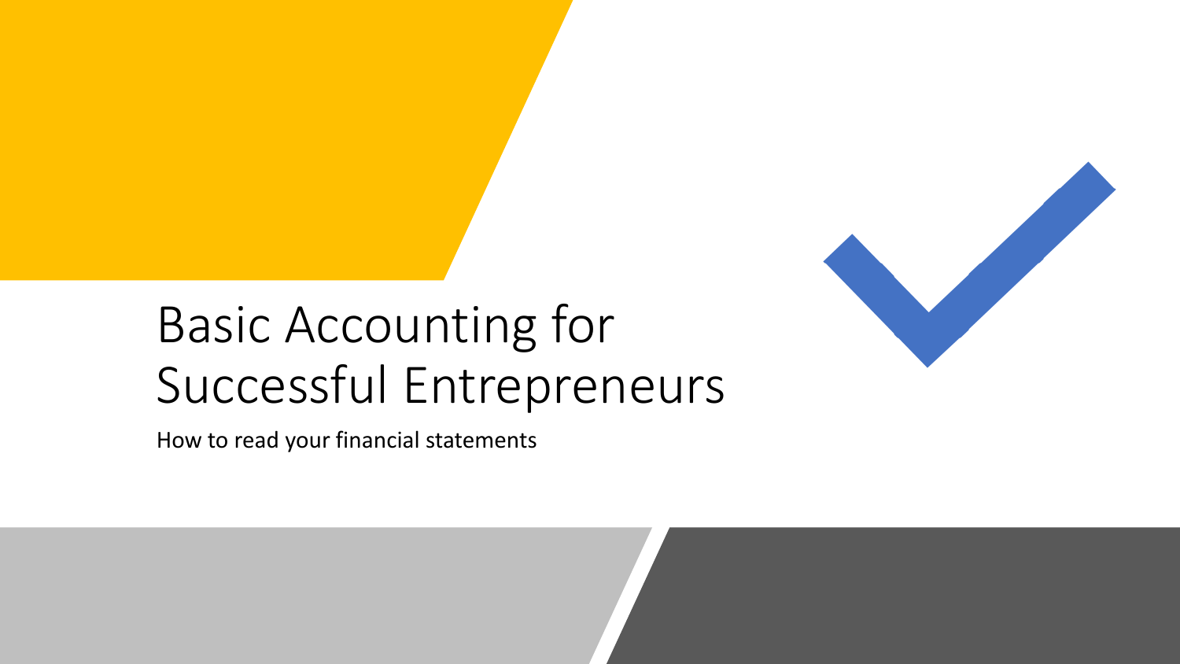# Basic Accounting for Successful Entrepreneurs

How to read your financial statements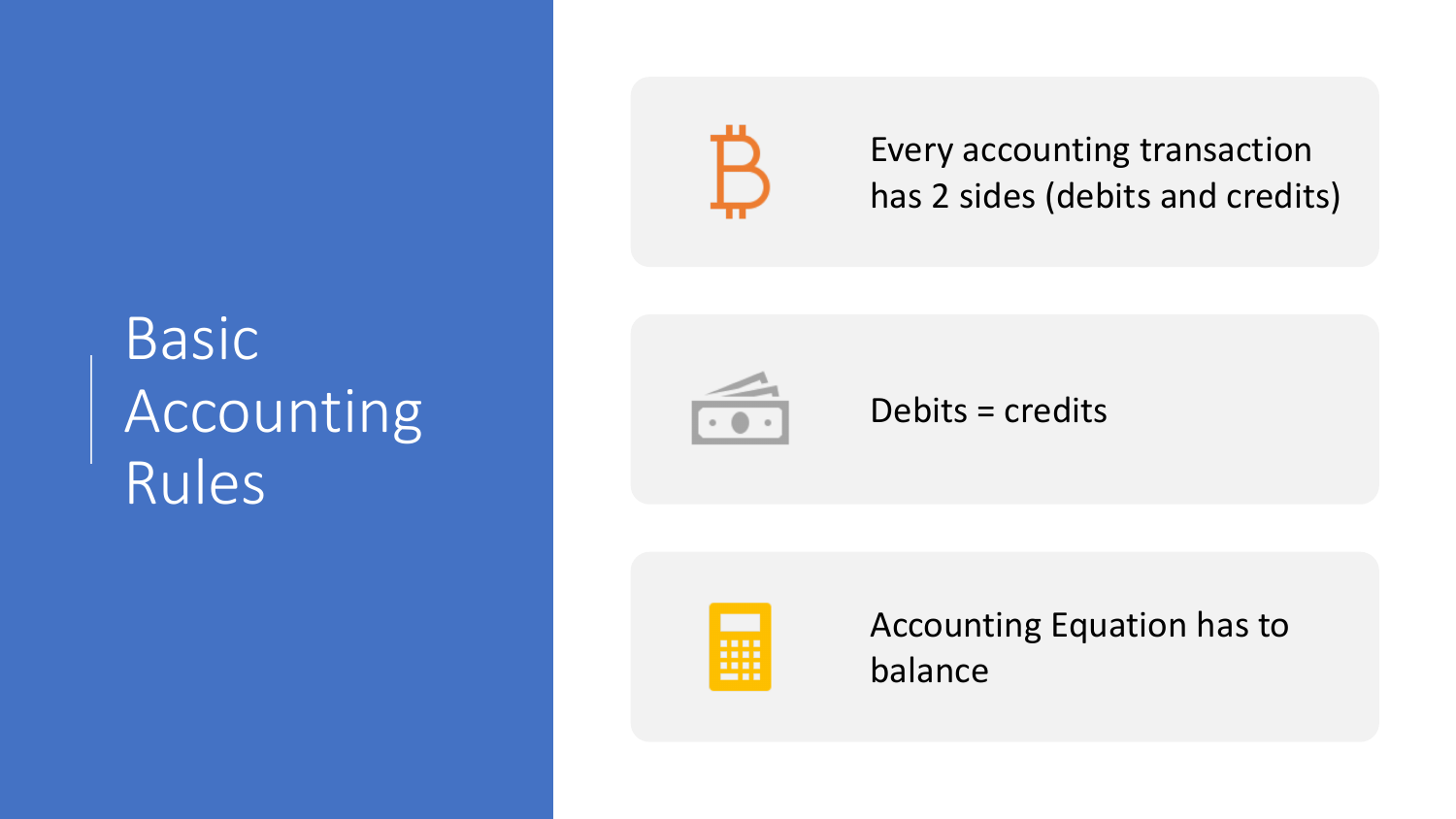# Basic Accounting Rules

- Every accounting transaction has 2 sides (debits and credits)
- Debits = credits
- Accounting Equation has to balance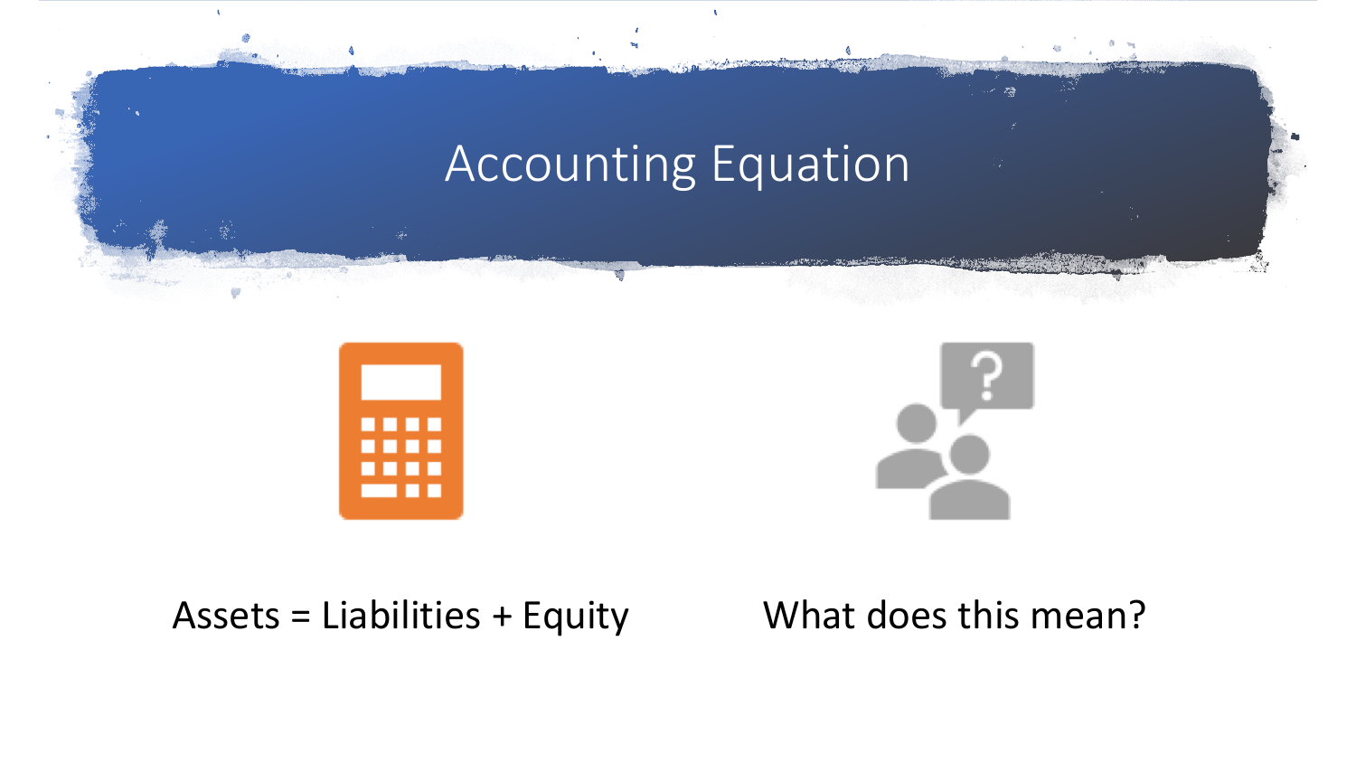# Accounting Equation

Assets = Liabilities + Equity

What does this mean?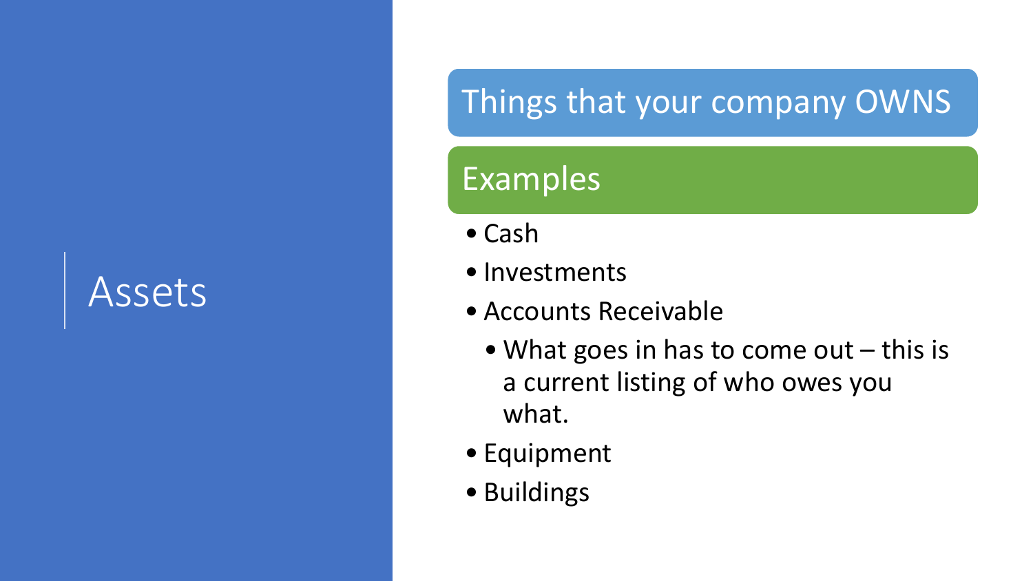# Assets

## Things that your company OWNS

## Examples

- Cash
- Investments
- Accounts Receivable
  - What goes in has to come out – this is a current listing of who owes you what.
- Equipment
- Buildings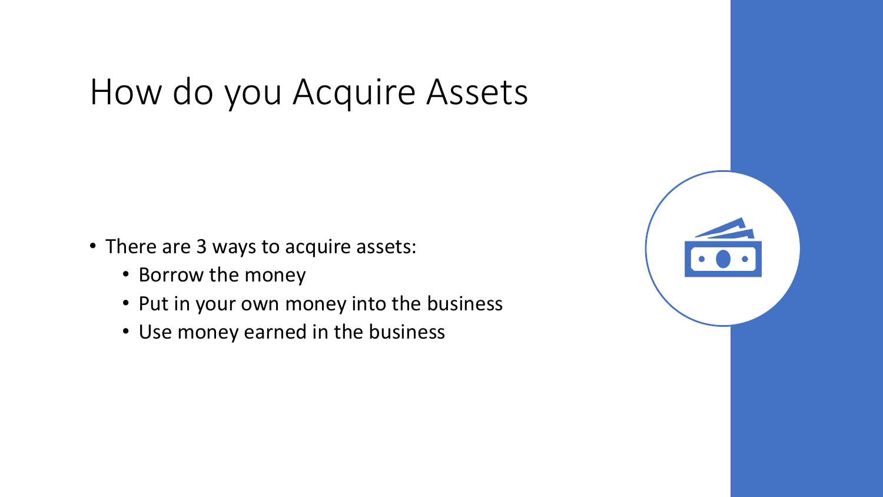# How do you Acquire Assets

- There are 3 ways to acquire assets:
  - Borrow the money
  - Put in your own money into the business
  - Use money earned in the business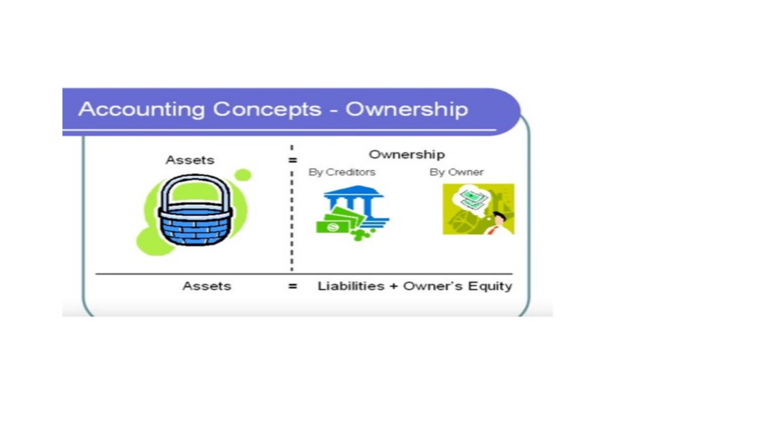# Accounting Concepts - Ownership

| Assets | = | Ownership | |
|---|---|---|---|
| | | By Creditors | By Owner |

**Assets = Liabilities + Owner's Equity**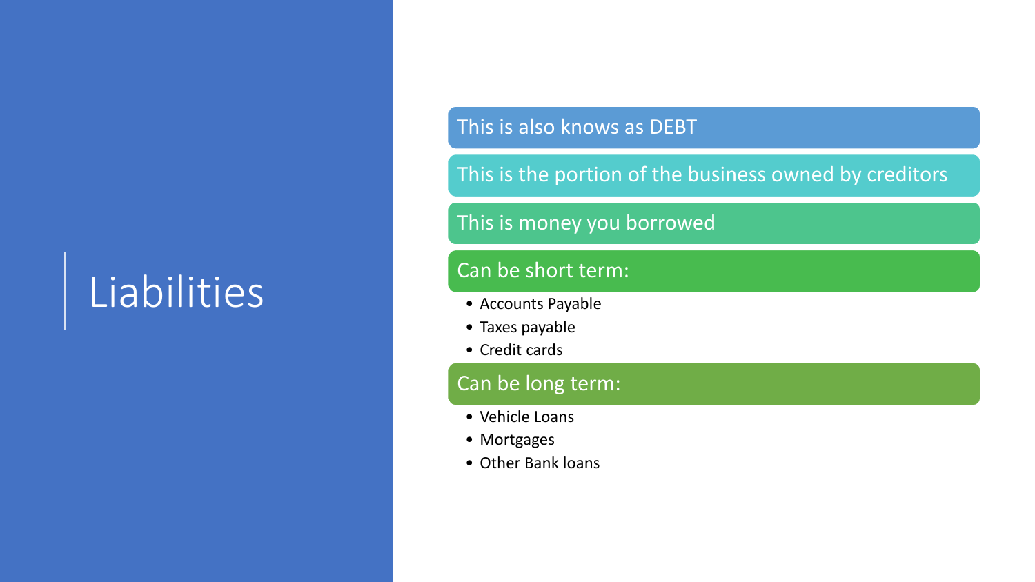# Liabilities

This is also knows as DEBT

This is the portion of the business owned by creditors

This is money you borrowed

Can be short term:

- Accounts Payable
- Taxes payable
- Credit cards

Can be long term:

- Vehicle Loans
- Mortgages
- Other Bank loans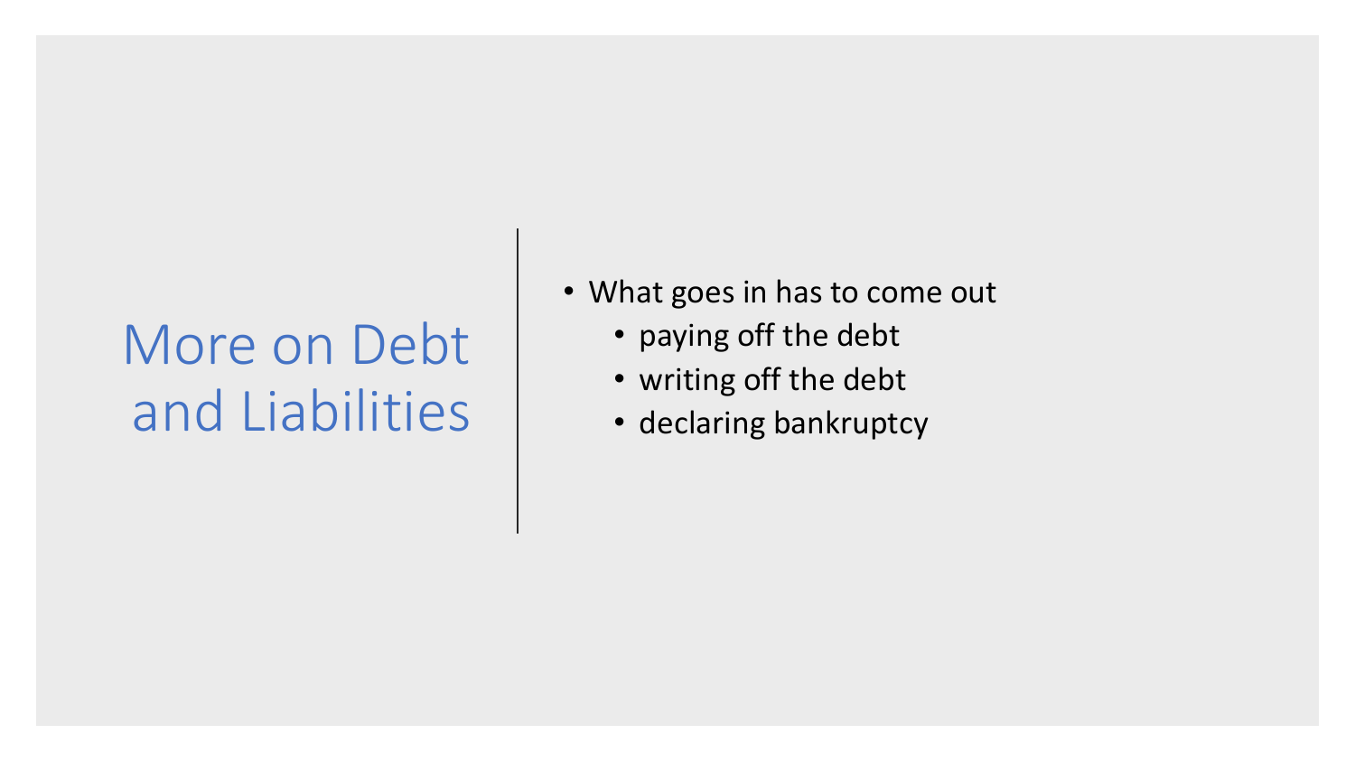# More on Debt and Liabilities

- What goes in has to come out
  - paying off the debt
  - writing off the debt
  - declaring bankruptcy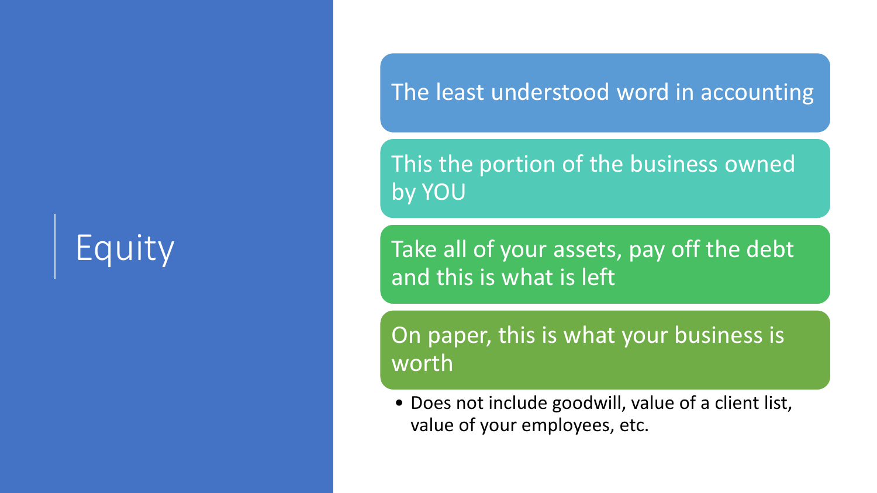# Equity

- The least understood word in accounting
- This the portion of the business owned by YOU
- Take all of your assets, pay off the debt and this is what is left
- On paper, this is what your business is worth
  - Does not include goodwill, value of a client list, value of your employees, etc.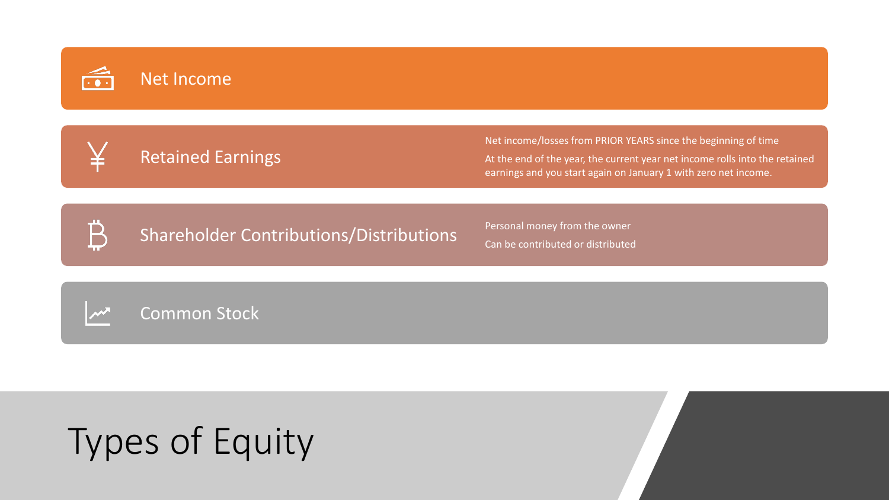# Types of Equity

## Net Income

## Retained Earnings

- Net income/losses from PRIOR YEARS since the beginning of time
- At the end of the year, the current year net income rolls into the retained earnings and you start again on January 1 with zero net income.

## Shareholder Contributions/Distributions

- Personal money from the owner
- Can be contributed or distributed

## Common Stock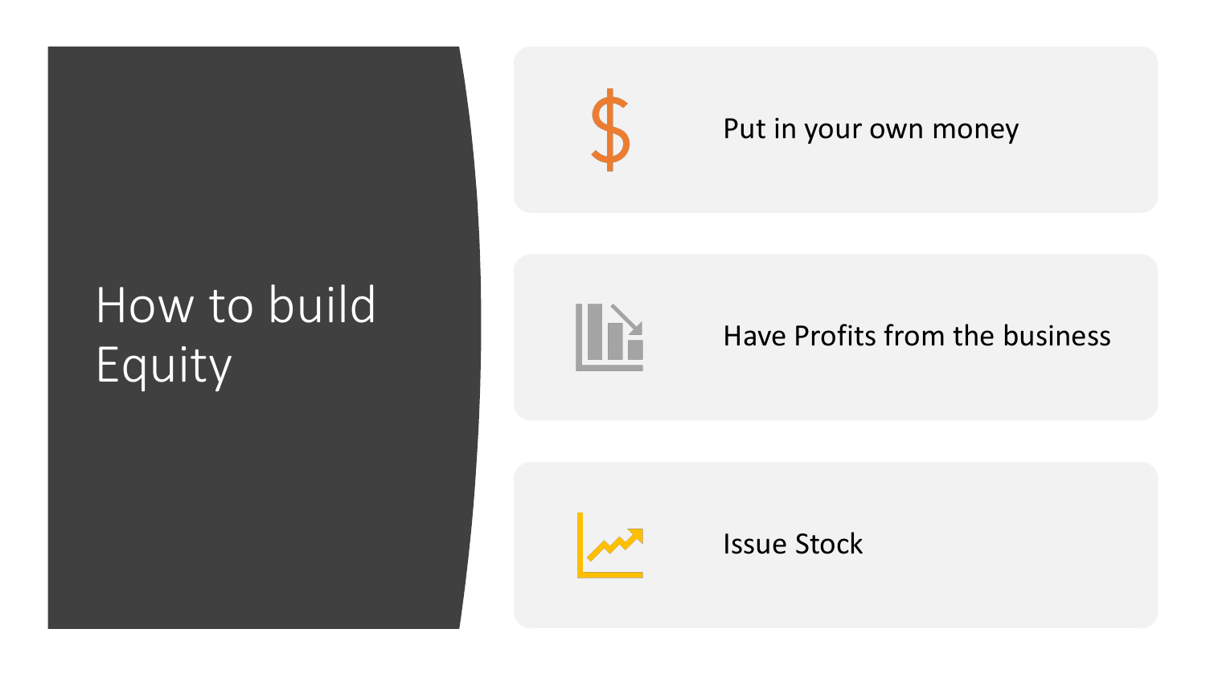# How to build Equity

- Put in your own money
- Have Profits from the business
- Issue Stock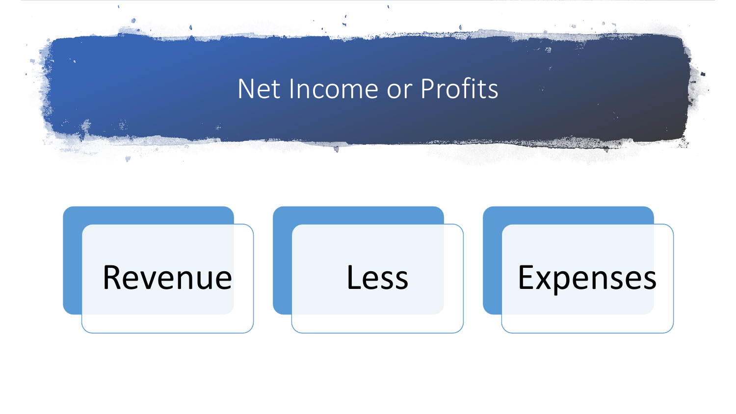# Net Income or Profits

- Revenue
- Less
- Expenses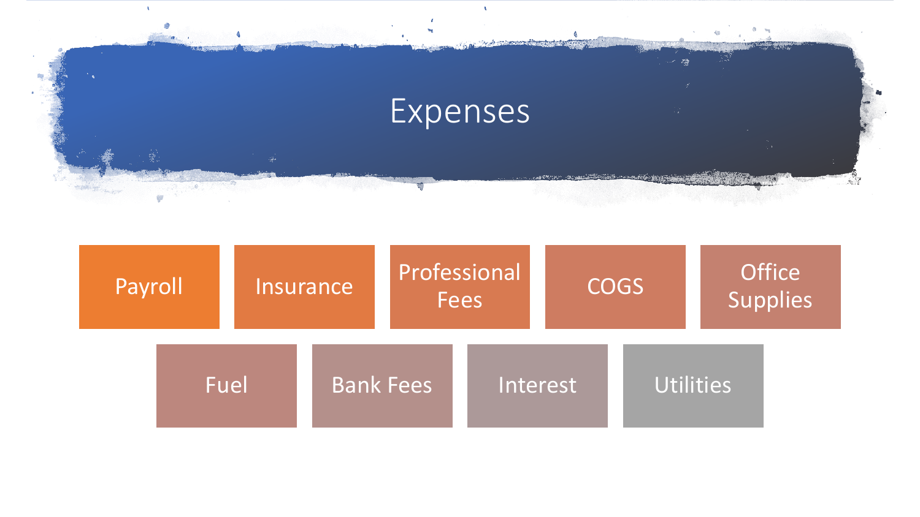# Expenses

- Payroll
- Insurance
- Professional Fees
- COGS
- Office Supplies
- Fuel
- Bank Fees
- Interest
- Utilities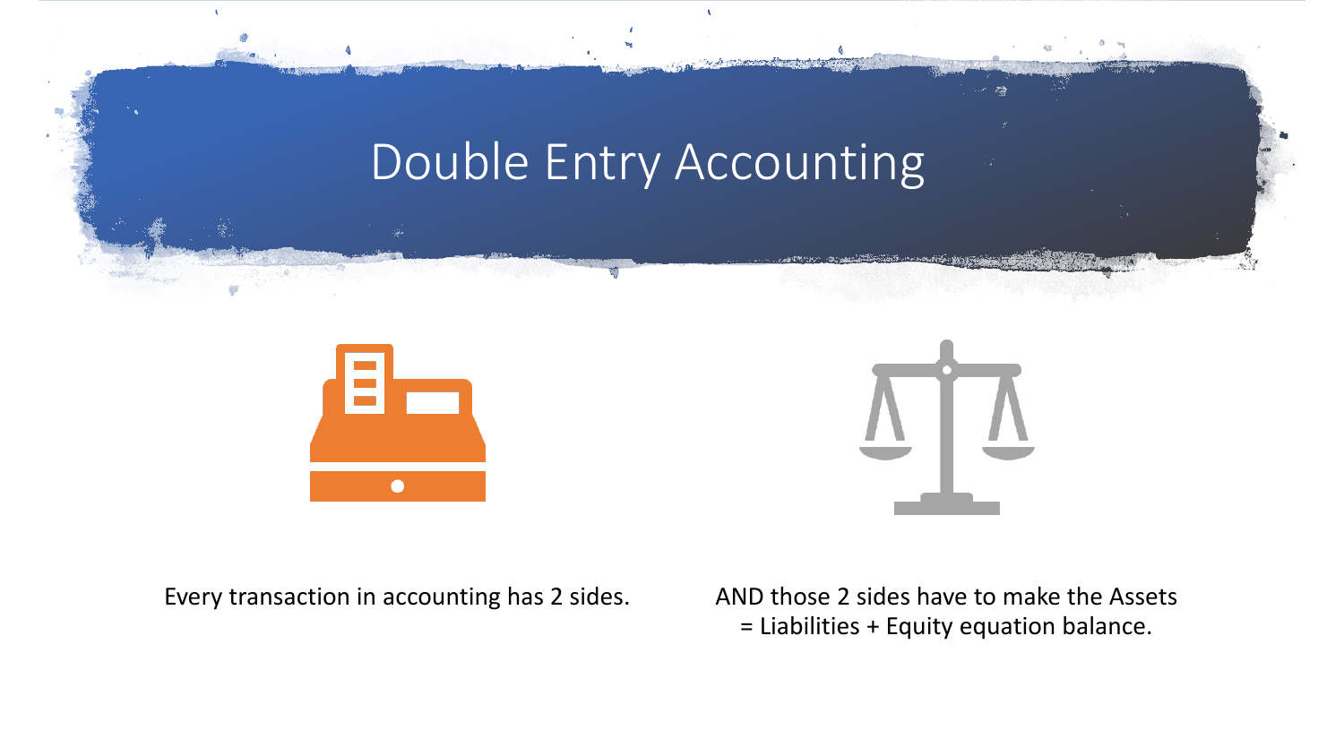# Double Entry Accounting

Every transaction in accounting has 2 sides.

AND those 2 sides have to make the Assets = Liabilities + Equity equation balance.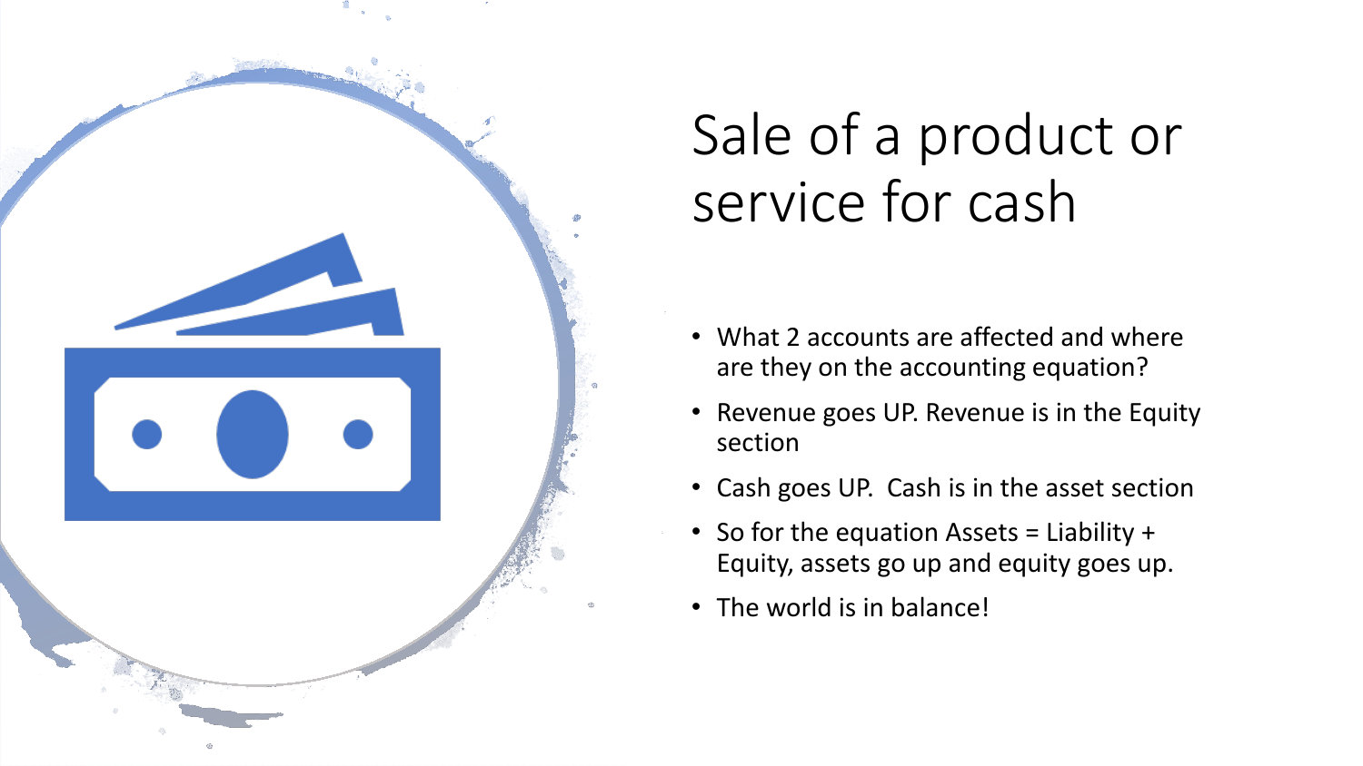# Sale of a product or service for cash

- What 2 accounts are affected and where are they on the accounting equation?
- Revenue goes UP. Revenue is in the Equity section
- Cash goes UP. Cash is in the asset section
- So for the equation Assets = Liability + Equity, assets go up and equity goes up.
- The world is in balance!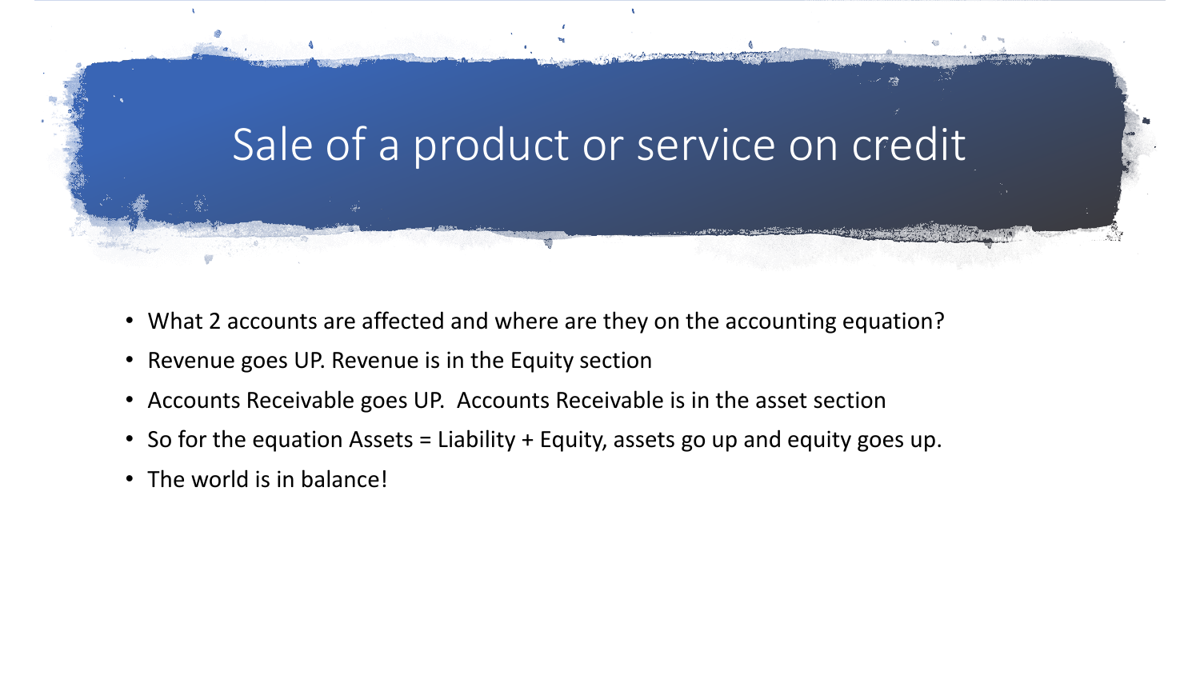# Sale of a product or service on credit

- What 2 accounts are affected and where are they on the accounting equation?
- Revenue goes UP. Revenue is in the Equity section
- Accounts Receivable goes UP.  Accounts Receivable is in the asset section
- So for the equation Assets = Liability + Equity, assets go up and equity goes up.
- The world is in balance!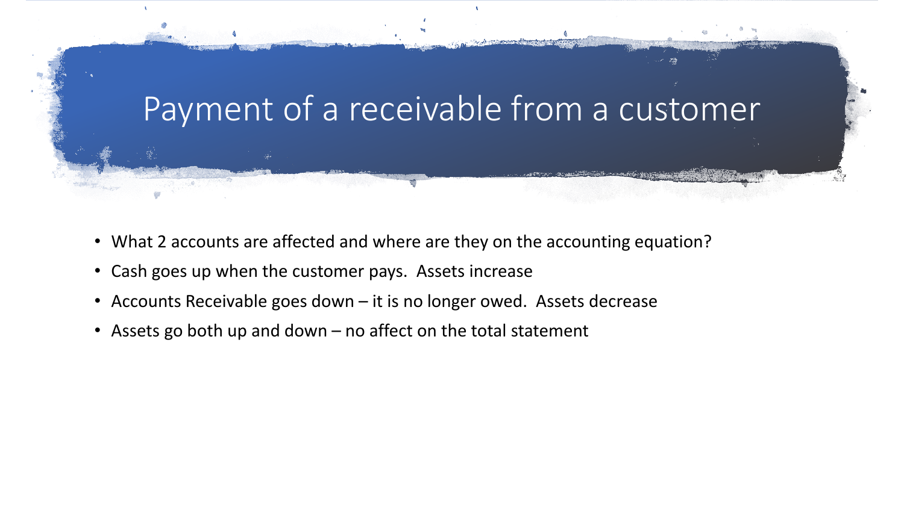# Payment of a receivable from a customer

- What 2 accounts are affected and where are they on the accounting equation?
- Cash goes up when the customer pays. Assets increase
- Accounts Receivable goes down – it is no longer owed. Assets decrease
- Assets go both up and down – no affect on the total statement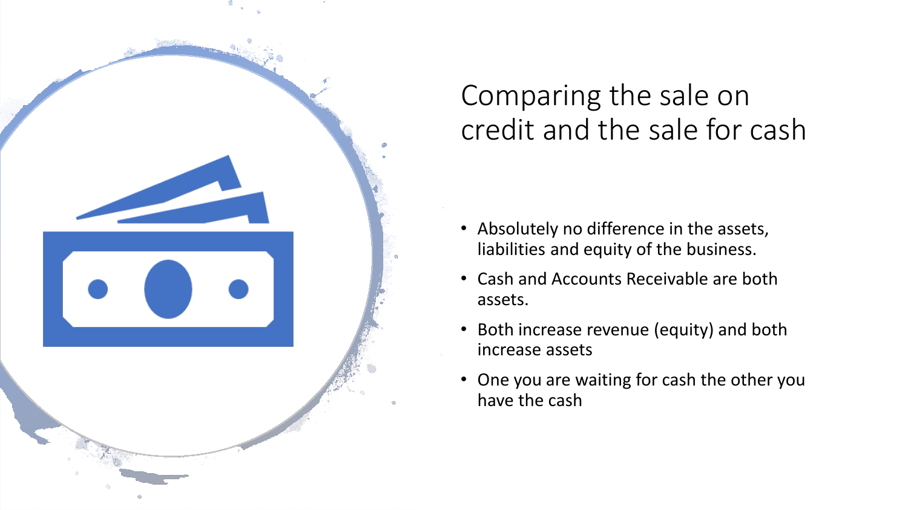# Comparing the sale on credit and the sale for cash

- Absolutely no difference in the assets, liabilities and equity of the business.
- Cash and Accounts Receivable are both assets.
- Both increase revenue (equity) and both increase assets
- One you are waiting for cash the other you have the cash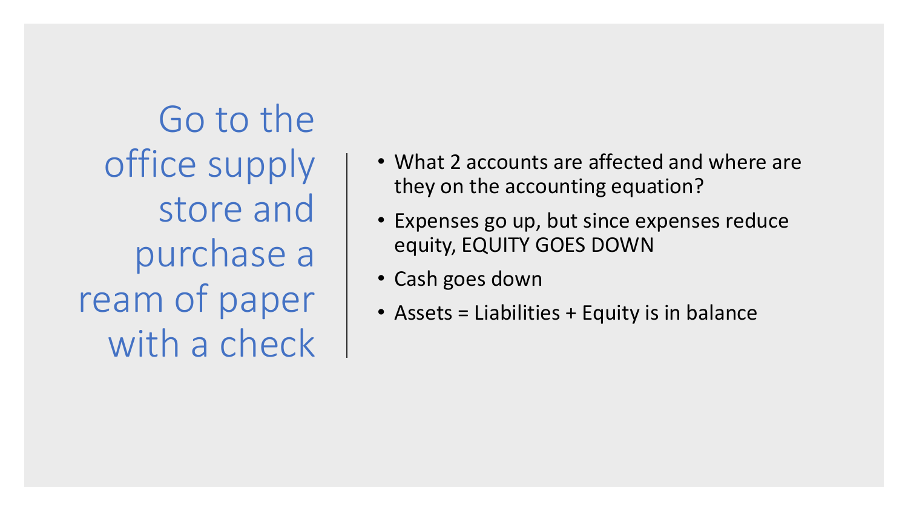# Go to the office supply store and purchase a ream of paper with a check

- What 2 accounts are affected and where are they on the accounting equation?
- Expenses go up, but since expenses reduce equity, EQUITY GOES DOWN
- Cash goes down
- Assets = Liabilities + Equity is in balance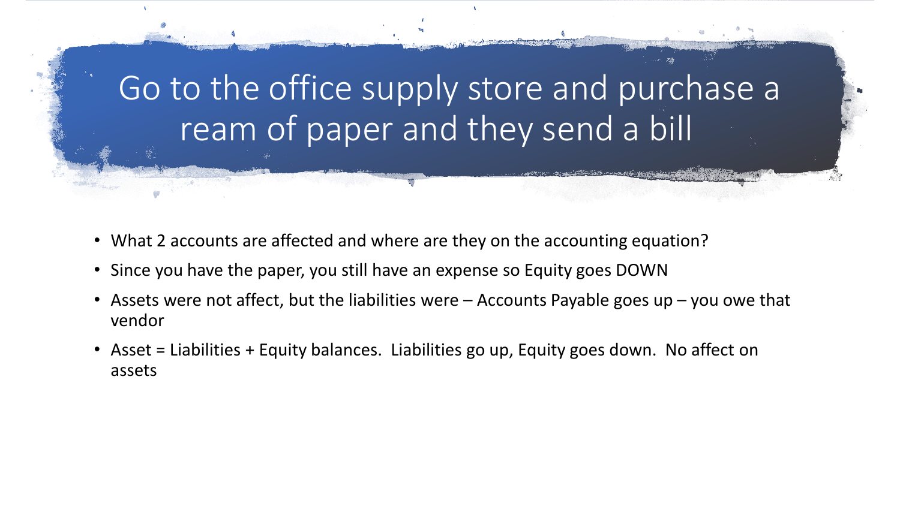# Go to the office supply store and purchase a ream of paper and they send a bill

- What 2 accounts are affected and where are they on the accounting equation?
- Since you have the paper, you still have an expense so Equity goes DOWN
- Assets were not affect, but the liabilities were – Accounts Payable goes up – you owe that vendor
- Asset = Liabilities + Equity balances. Liabilities go up, Equity goes down. No affect on assets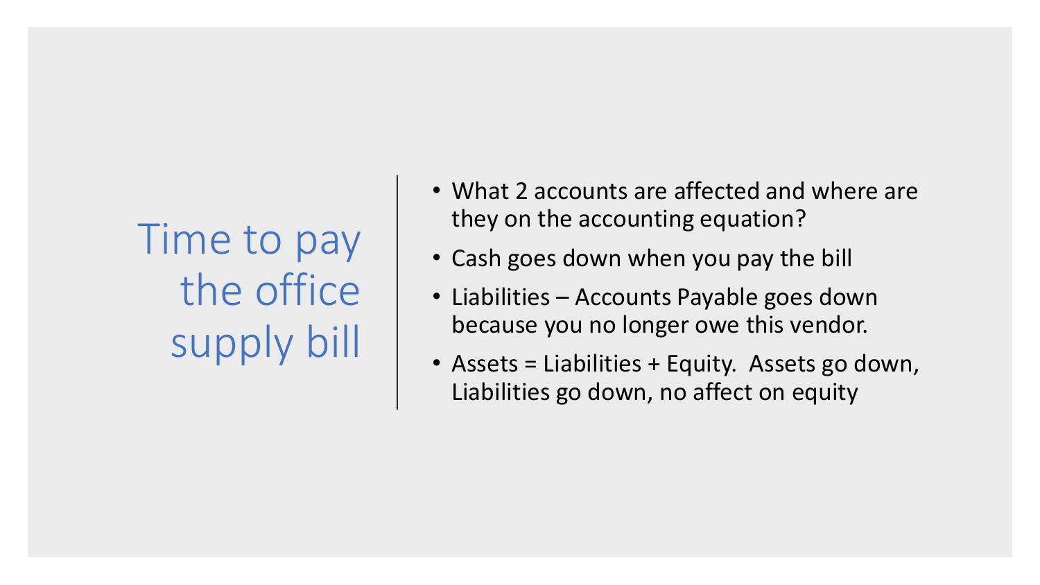# Time to pay the office supply bill

- What 2 accounts are affected and where are they on the accounting equation?
- Cash goes down when you pay the bill
- Liabilities – Accounts Payable goes down because you no longer owe this vendor.
- Assets = Liabilities + Equity. Assets go down, Liabilities go down, no affect on equity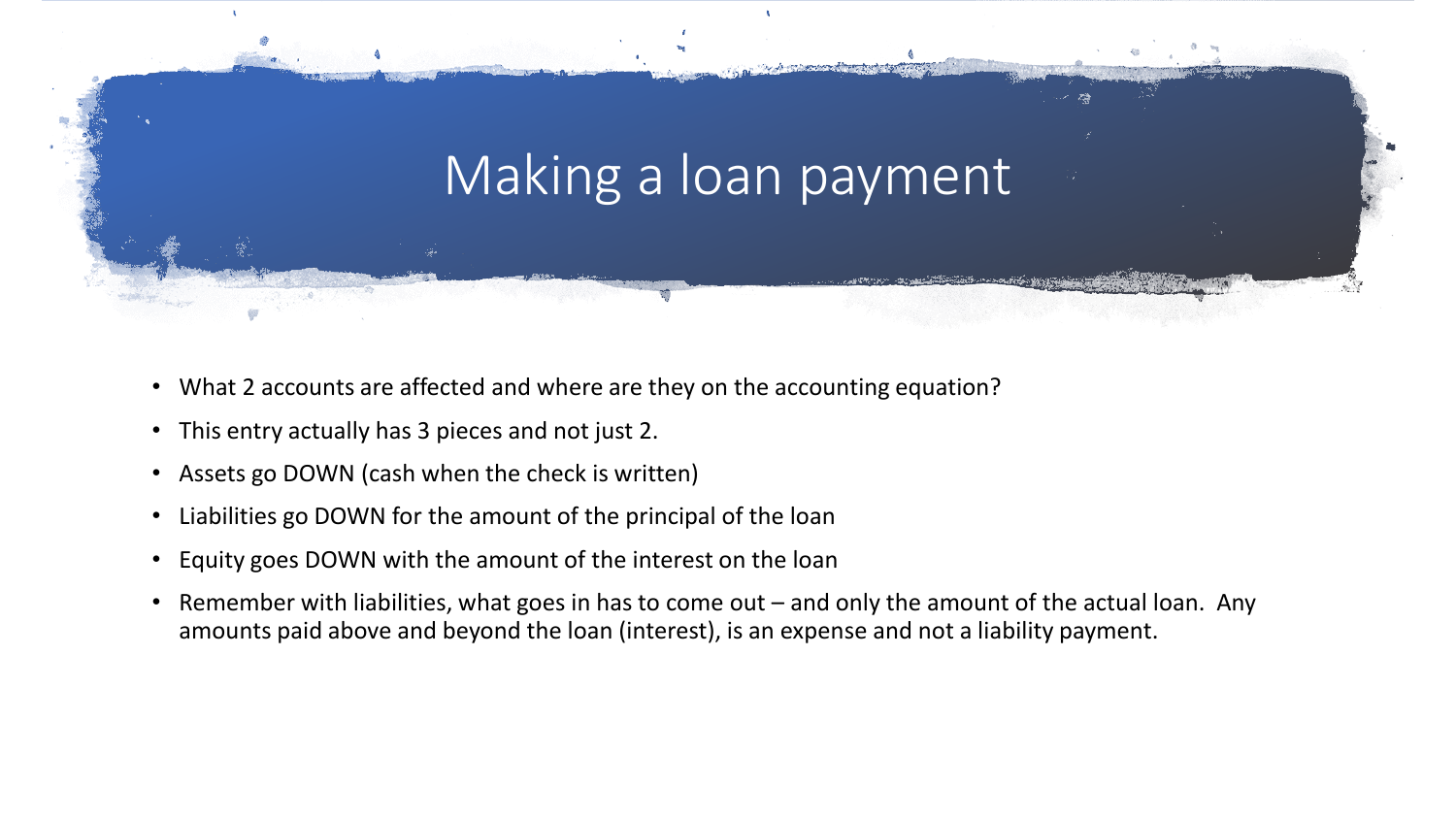# Making a loan payment

- What 2 accounts are affected and where are they on the accounting equation?
- This entry actually has 3 pieces and not just 2.
- Assets go DOWN (cash when the check is written)
- Liabilities go DOWN for the amount of the principal of the loan
- Equity goes DOWN with the amount of the interest on the loan
- Remember with liabilities, what goes in has to come out – and only the amount of the actual loan. Any amounts paid above and beyond the loan (interest), is an expense and not a liability payment.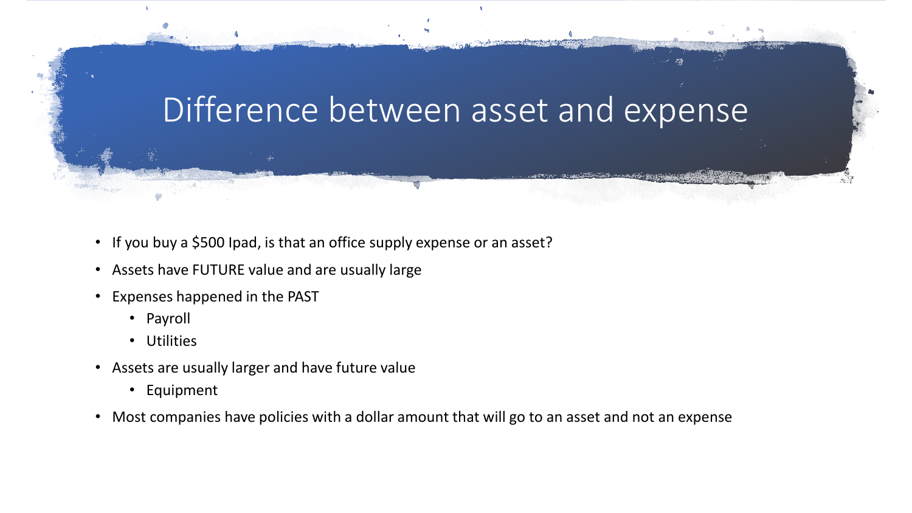# Difference between asset and expense

- If you buy a $500 Ipad, is that an office supply expense or an asset?
- Assets have FUTURE value and are usually large
- Expenses happened in the PAST
  - Payroll
  - Utilities
- Assets are usually larger and have future value
  - Equipment
- Most companies have policies with a dollar amount that will go to an asset and not an expense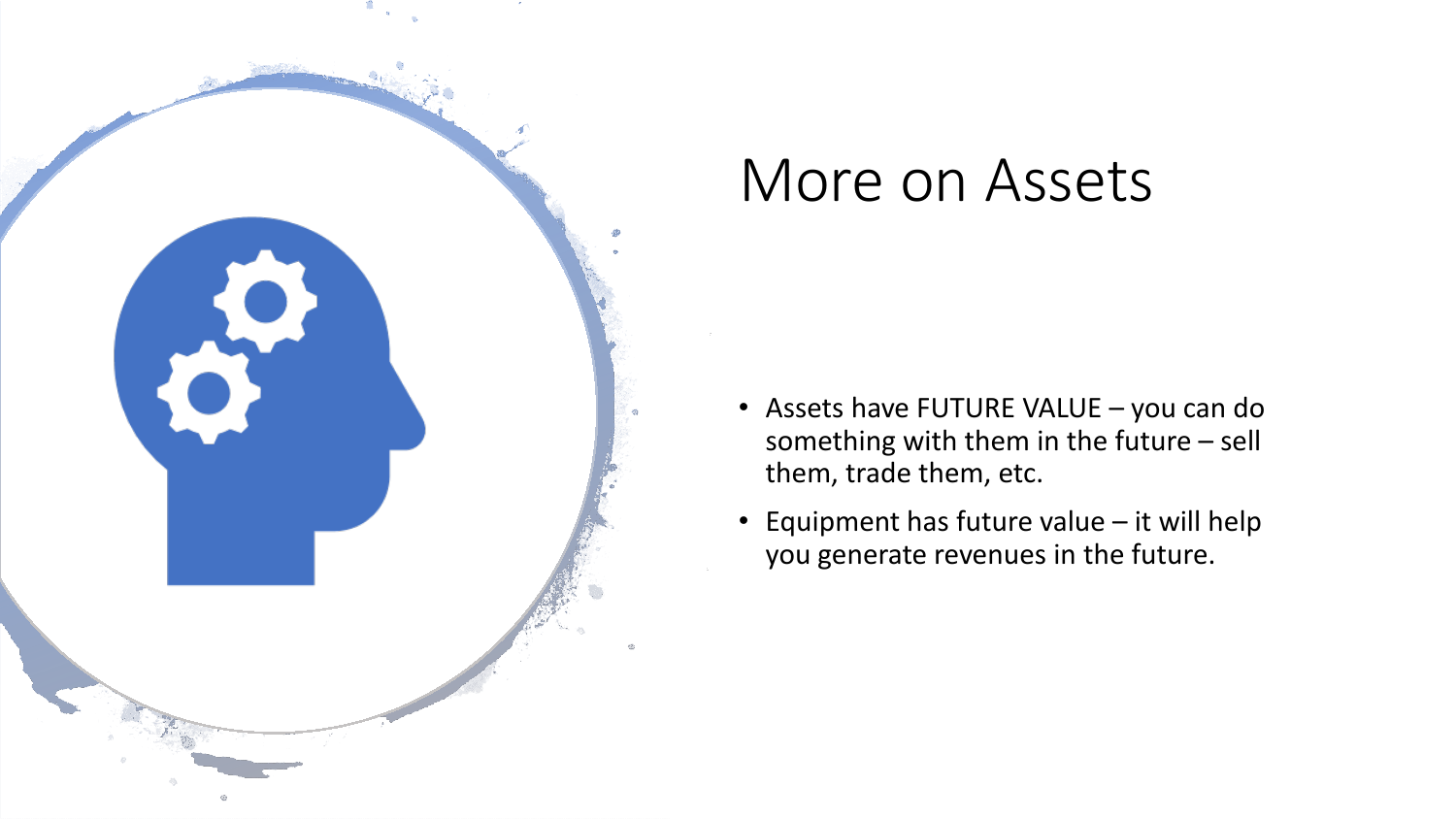# More on Assets

- Assets have FUTURE VALUE – you can do something with them in the future – sell them, trade them, etc.
- Equipment has future value – it will help you generate revenues in the future.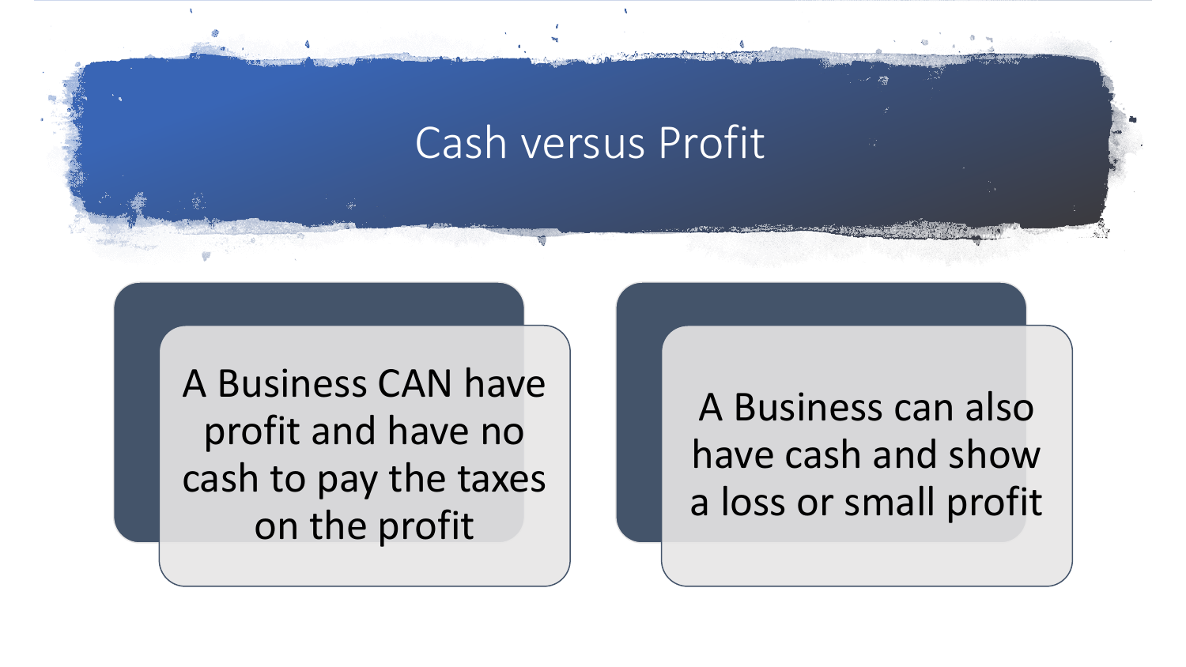# Cash versus Profit

A Business CAN have profit and have no cash to pay the taxes on the profit

A Business can also have cash and show a loss or small profit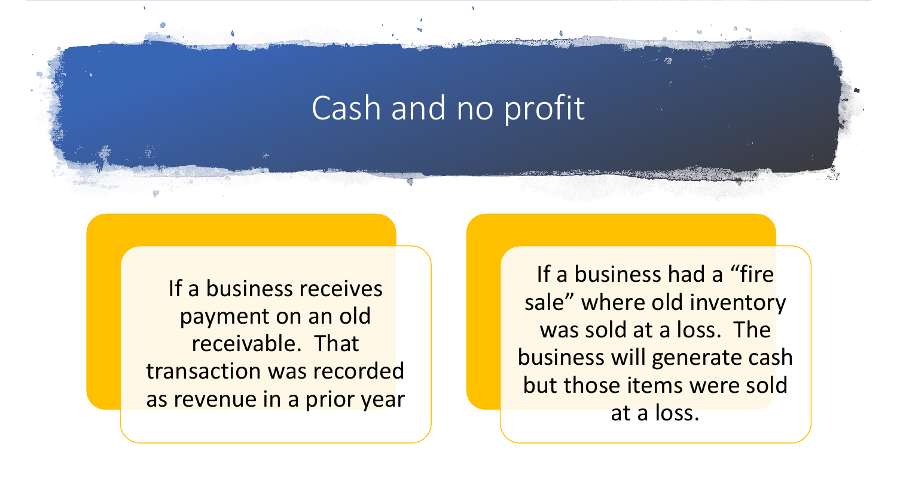# Cash and no profit

If a business receives payment on an old receivable. That transaction was recorded as revenue in a prior year

If a business had a "fire sale" where old inventory was sold at a loss. The business will generate cash but those items were sold at a loss.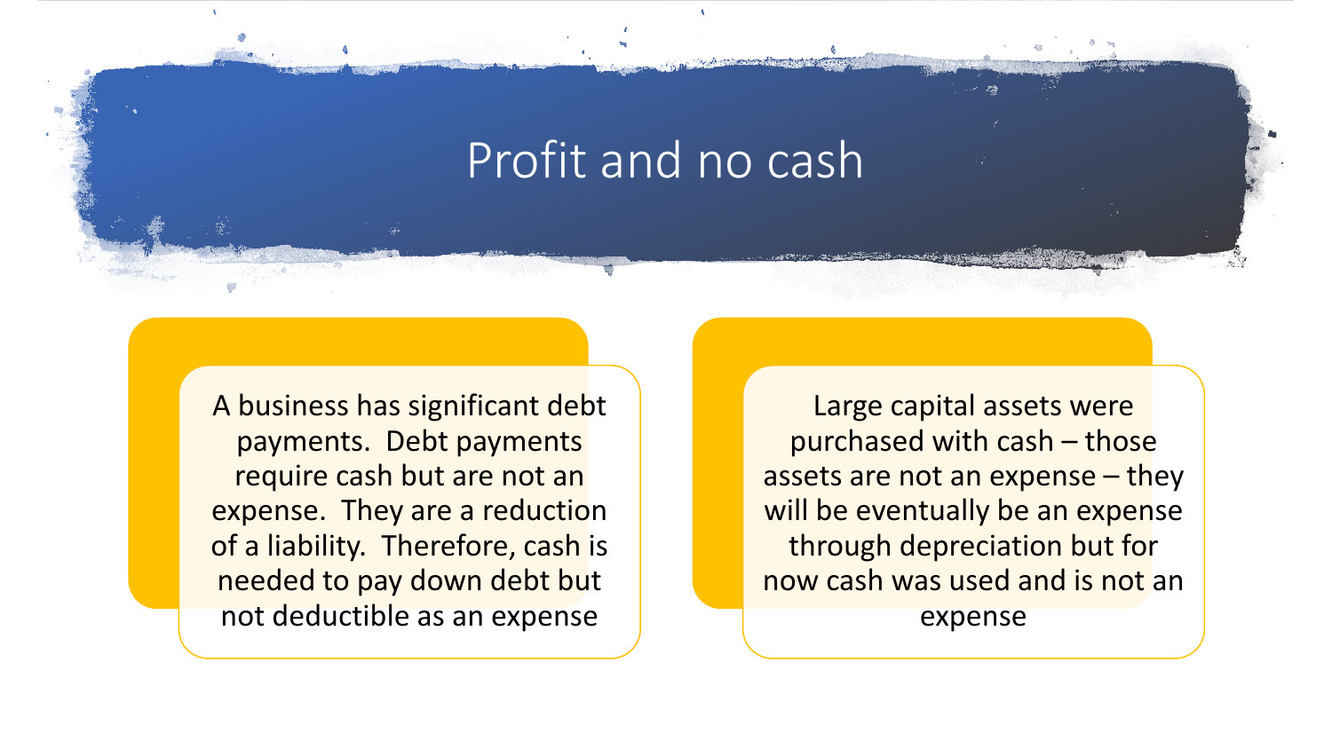# Profit and no cash

A business has significant debt payments. Debt payments require cash but are not an expense. They are a reduction of a liability. Therefore, cash is needed to pay down debt but not deductible as an expense

Large capital assets were purchased with cash – those assets are not an expense – they will be eventually be an expense through depreciation but for now cash was used and is not an expense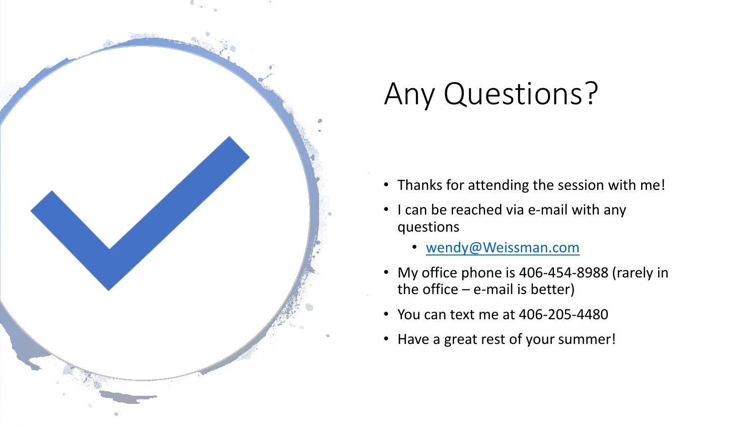# Any Questions?

- Thanks for attending the session with me!
- I can be reached via e-mail with any questions
  - wendy@Weissman.com
- My office phone is 406-454-8988 (rarely in the office – e-mail is better)
- You can text me at 406-205-4480
- Have a great rest of your summer!